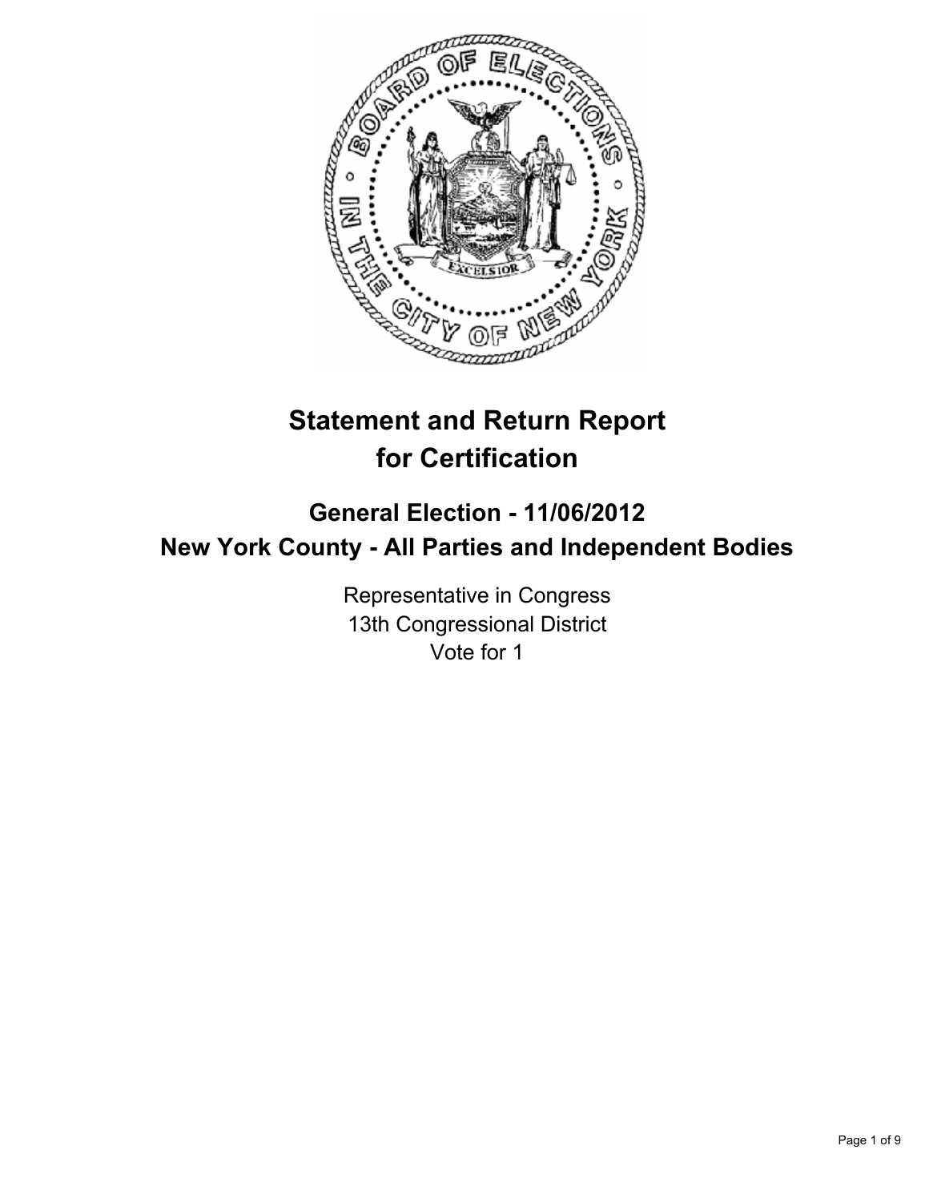# Statement and Return Report for Certification

## General Election - 11/06/2012
## New York County - All Parties and Independent Bodies

Representative in Congress
13th Congressional District
Vote for 1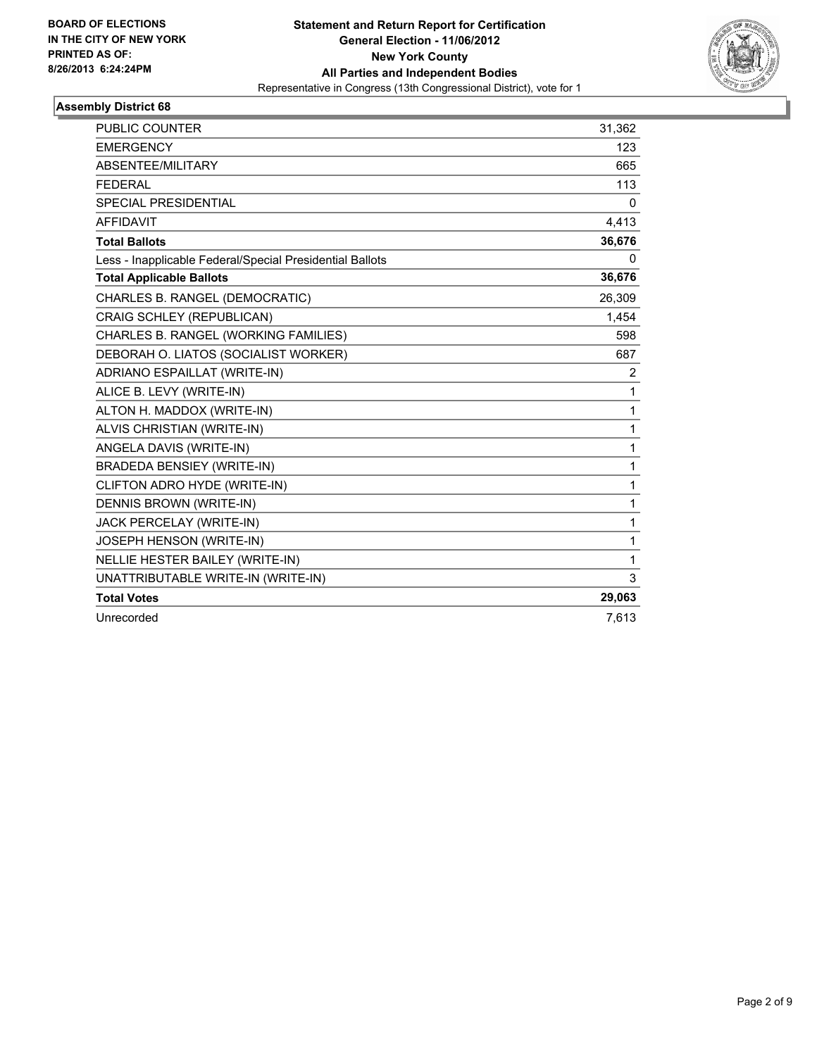**BOARD OF ELECTIONS IN THE CITY OF NEW YORK PRINTED AS OF: 8/26/2013 6:24:24PM**

**Statement and Return Report for Certification**
**General Election - 11/06/2012**
**New York County**
**All Parties and Independent Bodies**
Representative in Congress (13th Congressional District), vote for 1

## Assembly District 68

| | |
|---|---|
| PUBLIC COUNTER | 31,362 |
| EMERGENCY | 123 |
| ABSENTEE/MILITARY | 665 |
| FEDERAL | 113 |
| SPECIAL PRESIDENTIAL | 0 |
| AFFIDAVIT | 4,413 |
| **Total Ballots** | **36,676** |
| Less - Inapplicable Federal/Special Presidential Ballots | 0 |
| **Total Applicable Ballots** | **36,676** |
| CHARLES B. RANGEL (DEMOCRATIC) | 26,309 |
| CRAIG SCHLEY (REPUBLICAN) | 1,454 |
| CHARLES B. RANGEL (WORKING FAMILIES) | 598 |
| DEBORAH O. LIATOS (SOCIALIST WORKER) | 687 |
| ADRIANO ESPAILLAT (WRITE-IN) | 2 |
| ALICE B. LEVY (WRITE-IN) | 1 |
| ALTON H. MADDOX (WRITE-IN) | 1 |
| ALVIS CHRISTIAN (WRITE-IN) | 1 |
| ANGELA DAVIS (WRITE-IN) | 1 |
| BRADEDA BENSIEY (WRITE-IN) | 1 |
| CLIFTON ADRO HYDE (WRITE-IN) | 1 |
| DENNIS BROWN (WRITE-IN) | 1 |
| JACK PERCELAY (WRITE-IN) | 1 |
| JOSEPH HENSON (WRITE-IN) | 1 |
| NELLIE HESTER BAILEY (WRITE-IN) | 1 |
| UNATTRIBUTABLE WRITE-IN (WRITE-IN) | 3 |
| **Total Votes** | **29,063** |
| Unrecorded | 7,613 |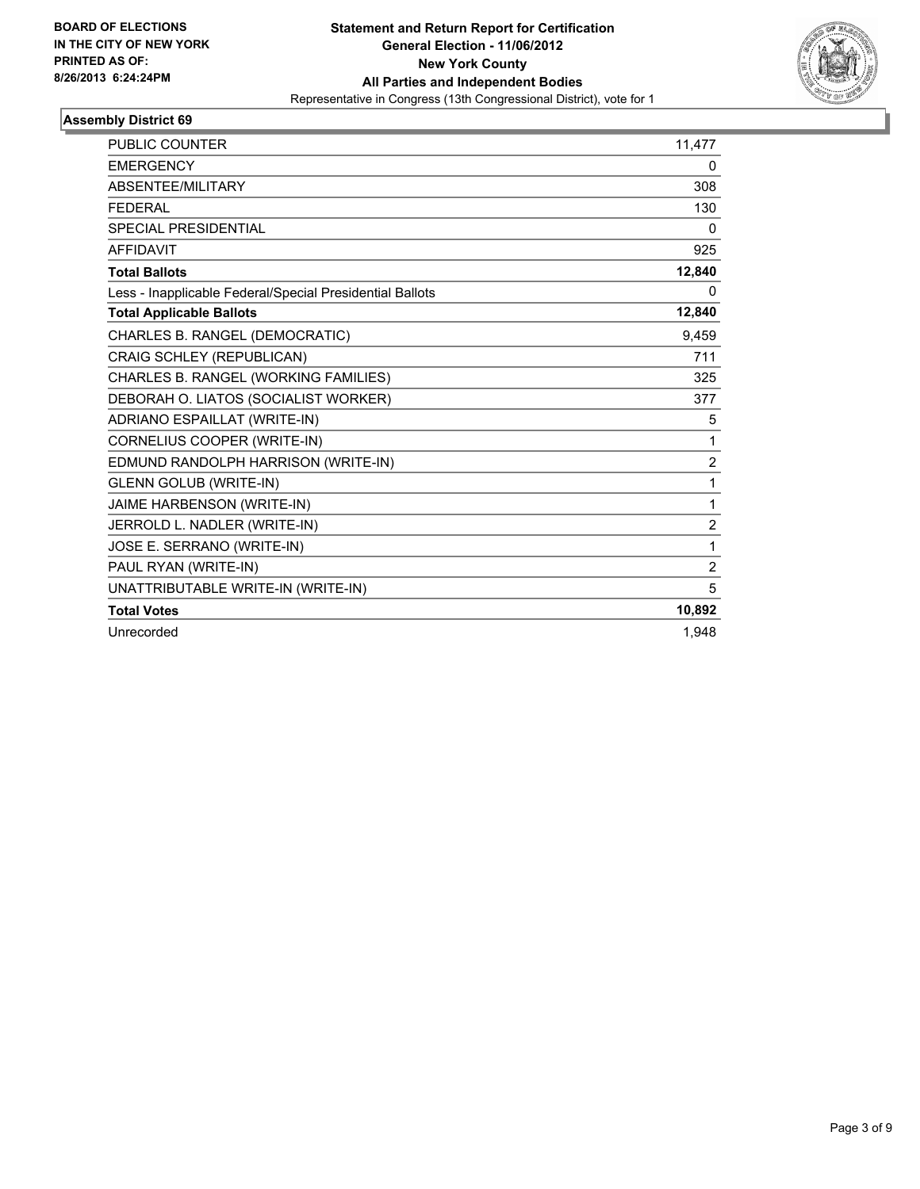**BOARD OF ELECTIONS**
**IN THE CITY OF NEW YORK**
**PRINTED AS OF:**
**8/26/2013 6:24:24PM**

**Statement and Return Report for Certification**
**General Election - 11/06/2012**
**New York County**
**All Parties and Independent Bodies**
Representative in Congress (13th Congressional District), vote for 1

## Assembly District 69

| | |
|---|---|
| PUBLIC COUNTER | 11,477 |
| EMERGENCY | 0 |
| ABSENTEE/MILITARY | 308 |
| FEDERAL | 130 |
| SPECIAL PRESIDENTIAL | 0 |
| AFFIDAVIT | 925 |
| **Total Ballots** | **12,840** |
| Less - Inapplicable Federal/Special Presidential Ballots | 0 |
| **Total Applicable Ballots** | **12,840** |
| CHARLES B. RANGEL (DEMOCRATIC) | 9,459 |
| CRAIG SCHLEY (REPUBLICAN) | 711 |
| CHARLES B. RANGEL (WORKING FAMILIES) | 325 |
| DEBORAH O. LIATOS (SOCIALIST WORKER) | 377 |
| ADRIANO ESPAILLAT (WRITE-IN) | 5 |
| CORNELIUS COOPER (WRITE-IN) | 1 |
| EDMUND RANDOLPH HARRISON (WRITE-IN) | 2 |
| GLENN GOLUB (WRITE-IN) | 1 |
| JAIME HARBENSON (WRITE-IN) | 1 |
| JERROLD L. NADLER (WRITE-IN) | 2 |
| JOSE E. SERRANO (WRITE-IN) | 1 |
| PAUL RYAN (WRITE-IN) | 2 |
| UNATTRIBUTABLE WRITE-IN (WRITE-IN) | 5 |
| **Total Votes** | **10,892** |
| Unrecorded | 1,948 |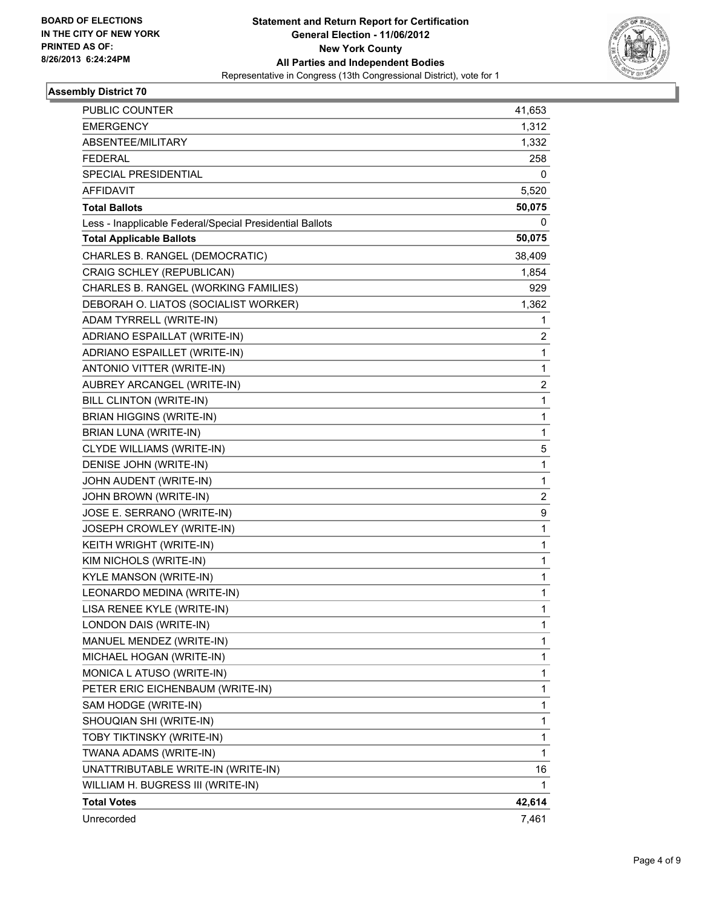BOARD OF ELECTIONS
IN THE CITY OF NEW YORK
PRINTED AS OF:
8/26/2013 6:24:24PM

**Statement and Return Report for Certification**
**General Election - 11/06/2012**
**New York County**
**All Parties and Independent Bodies**
Representative in Congress (13th Congressional District), vote for 1

### Assembly District 70

| | |
|---|---|
| PUBLIC COUNTER | 41,653 |
| EMERGENCY | 1,312 |
| ABSENTEE/MILITARY | 1,332 |
| FEDERAL | 258 |
| SPECIAL PRESIDENTIAL | 0 |
| AFFIDAVIT | 5,520 |
| **Total Ballots** | **50,075** |
| Less - Inapplicable Federal/Special Presidential Ballots | 0 |
| **Total Applicable Ballots** | **50,075** |
| CHARLES B. RANGEL (DEMOCRATIC) | 38,409 |
| CRAIG SCHLEY (REPUBLICAN) | 1,854 |
| CHARLES B. RANGEL (WORKING FAMILIES) | 929 |
| DEBORAH O. LIATOS (SOCIALIST WORKER) | 1,362 |
| ADAM TYRRELL (WRITE-IN) | 1 |
| ADRIANO ESPAILLAT (WRITE-IN) | 2 |
| ADRIANO ESPAILLET (WRITE-IN) | 1 |
| ANTONIO VITTER (WRITE-IN) | 1 |
| AUBREY ARCANGEL (WRITE-IN) | 2 |
| BILL CLINTON (WRITE-IN) | 1 |
| BRIAN HIGGINS (WRITE-IN) | 1 |
| BRIAN LUNA (WRITE-IN) | 1 |
| CLYDE WILLIAMS (WRITE-IN) | 5 |
| DENISE JOHN (WRITE-IN) | 1 |
| JOHN AUDENT (WRITE-IN) | 1 |
| JOHN BROWN (WRITE-IN) | 2 |
| JOSE E. SERRANO (WRITE-IN) | 9 |
| JOSEPH CROWLEY (WRITE-IN) | 1 |
| KEITH WRIGHT (WRITE-IN) | 1 |
| KIM NICHOLS (WRITE-IN) | 1 |
| KYLE MANSON (WRITE-IN) | 1 |
| LEONARDO MEDINA (WRITE-IN) | 1 |
| LISA RENEE KYLE (WRITE-IN) | 1 |
| LONDON DAIS (WRITE-IN) | 1 |
| MANUEL MENDEZ (WRITE-IN) | 1 |
| MICHAEL HOGAN (WRITE-IN) | 1 |
| MONICA L ATUSO (WRITE-IN) | 1 |
| PETER ERIC EICHENBAUM (WRITE-IN) | 1 |
| SAM HODGE (WRITE-IN) | 1 |
| SHOUQIAN SHI (WRITE-IN) | 1 |
| TOBY TIKTINSKY (WRITE-IN) | 1 |
| TWANA ADAMS (WRITE-IN) | 1 |
| UNATTRIBUTABLE WRITE-IN (WRITE-IN) | 16 |
| WILLIAM H. BUGRESS III (WRITE-IN) | 1 |
| **Total Votes** | **42,614** |
| Unrecorded | 7,461 |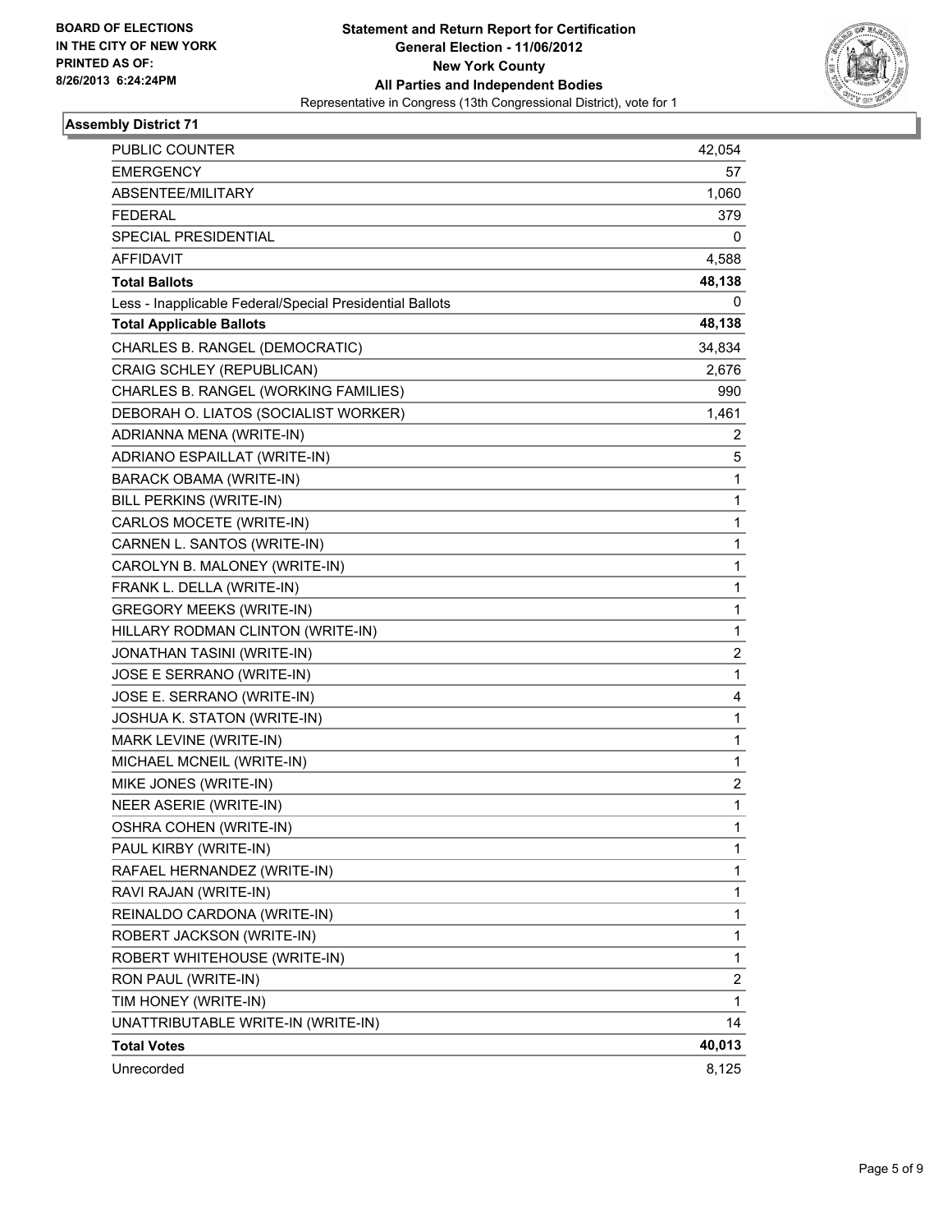BOARD OF ELECTIONS
IN THE CITY OF NEW YORK
PRINTED AS OF:
8/26/2013 6:24:24PM

**Statement and Return Report for Certification**
**General Election - 11/06/2012**
**New York County**
**All Parties and Independent Bodies**
Representative in Congress (13th Congressional District), vote for 1

## Assembly District 71

| | |
|---|---|
| PUBLIC COUNTER | 42,054 |
| EMERGENCY | 57 |
| ABSENTEE/MILITARY | 1,060 |
| FEDERAL | 379 |
| SPECIAL PRESIDENTIAL | 0 |
| AFFIDAVIT | 4,588 |
| **Total Ballots** | **48,138** |
| Less - Inapplicable Federal/Special Presidential Ballots | 0 |
| **Total Applicable Ballots** | **48,138** |
| CHARLES B. RANGEL (DEMOCRATIC) | 34,834 |
| CRAIG SCHLEY (REPUBLICAN) | 2,676 |
| CHARLES B. RANGEL (WORKING FAMILIES) | 990 |
| DEBORAH O. LIATOS (SOCIALIST WORKER) | 1,461 |
| ADRIANNA MENA (WRITE-IN) | 2 |
| ADRIANO ESPAILLAT (WRITE-IN) | 5 |
| BARACK OBAMA (WRITE-IN) | 1 |
| BILL PERKINS (WRITE-IN) | 1 |
| CARLOS MOCETE (WRITE-IN) | 1 |
| CARNEN L. SANTOS (WRITE-IN) | 1 |
| CAROLYN B. MALONEY (WRITE-IN) | 1 |
| FRANK L. DELLA (WRITE-IN) | 1 |
| GREGORY MEEKS (WRITE-IN) | 1 |
| HILLARY RODMAN CLINTON (WRITE-IN) | 1 |
| JONATHAN TASINI (WRITE-IN) | 2 |
| JOSE E SERRANO (WRITE-IN) | 1 |
| JOSE E. SERRANO (WRITE-IN) | 4 |
| JOSHUA K. STATON (WRITE-IN) | 1 |
| MARK LEVINE (WRITE-IN) | 1 |
| MICHAEL MCNEIL (WRITE-IN) | 1 |
| MIKE JONES (WRITE-IN) | 2 |
| NEER ASERIE (WRITE-IN) | 1 |
| OSHRA COHEN (WRITE-IN) | 1 |
| PAUL KIRBY (WRITE-IN) | 1 |
| RAFAEL HERNANDEZ (WRITE-IN) | 1 |
| RAVI RAJAN (WRITE-IN) | 1 |
| REINALDO CARDONA (WRITE-IN) | 1 |
| ROBERT JACKSON (WRITE-IN) | 1 |
| ROBERT WHITEHOUSE (WRITE-IN) | 1 |
| RON PAUL (WRITE-IN) | 2 |
| TIM HONEY (WRITE-IN) | 1 |
| UNATTRIBUTABLE WRITE-IN (WRITE-IN) | 14 |
| **Total Votes** | **40,013** |
| Unrecorded | 8,125 |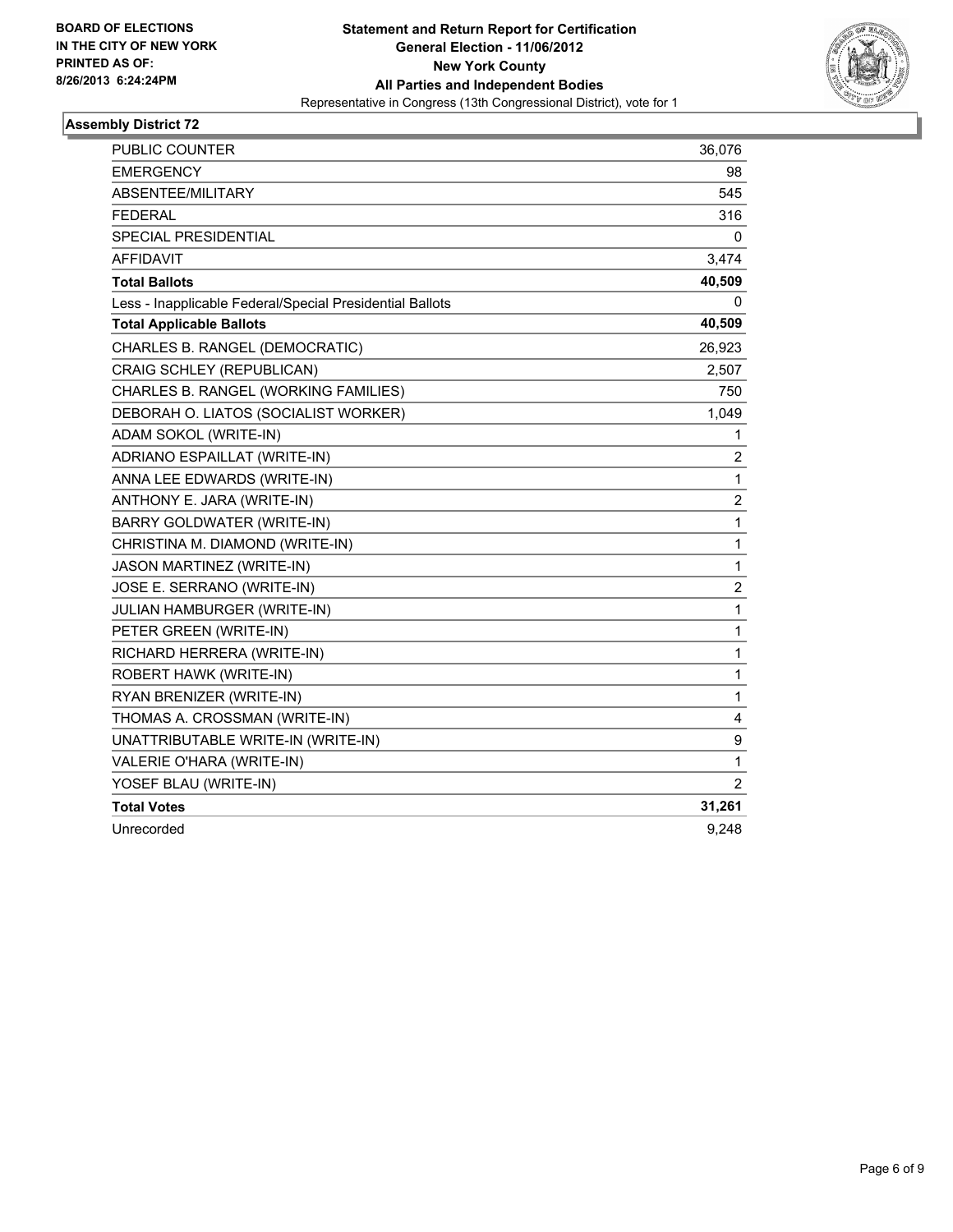**BOARD OF ELECTIONS
IN THE CITY OF NEW YORK
PRINTED AS OF:
8/26/2013 6:24:24PM**

**Statement and Return Report for Certification
General Election - 11/06/2012
New York County
All Parties and Independent Bodies**
Representative in Congress (13th Congressional District), vote for 1

## Assembly District 72

| | |
|---|---|
| PUBLIC COUNTER | 36,076 |
| EMERGENCY | 98 |
| ABSENTEE/MILITARY | 545 |
| FEDERAL | 316 |
| SPECIAL PRESIDENTIAL | 0 |
| AFFIDAVIT | 3,474 |
| **Total Ballots** | **40,509** |
| Less - Inapplicable Federal/Special Presidential Ballots | 0 |
| **Total Applicable Ballots** | **40,509** |
| CHARLES B. RANGEL (DEMOCRATIC) | 26,923 |
| CRAIG SCHLEY (REPUBLICAN) | 2,507 |
| CHARLES B. RANGEL (WORKING FAMILIES) | 750 |
| DEBORAH O. LIATOS (SOCIALIST WORKER) | 1,049 |
| ADAM SOKOL (WRITE-IN) | 1 |
| ADRIANO ESPAILLAT (WRITE-IN) | 2 |
| ANNA LEE EDWARDS (WRITE-IN) | 1 |
| ANTHONY E. JARA (WRITE-IN) | 2 |
| BARRY GOLDWATER (WRITE-IN) | 1 |
| CHRISTINA M. DIAMOND (WRITE-IN) | 1 |
| JASON MARTINEZ (WRITE-IN) | 1 |
| JOSE E. SERRANO (WRITE-IN) | 2 |
| JULIAN HAMBURGER (WRITE-IN) | 1 |
| PETER GREEN (WRITE-IN) | 1 |
| RICHARD HERRERA (WRITE-IN) | 1 |
| ROBERT HAWK (WRITE-IN) | 1 |
| RYAN BRENIZER (WRITE-IN) | 1 |
| THOMAS A. CROSSMAN (WRITE-IN) | 4 |
| UNATTRIBUTABLE WRITE-IN (WRITE-IN) | 9 |
| VALERIE O'HARA (WRITE-IN) | 1 |
| YOSEF BLAU (WRITE-IN) | 2 |
| **Total Votes** | **31,261** |
| Unrecorded | 9,248 |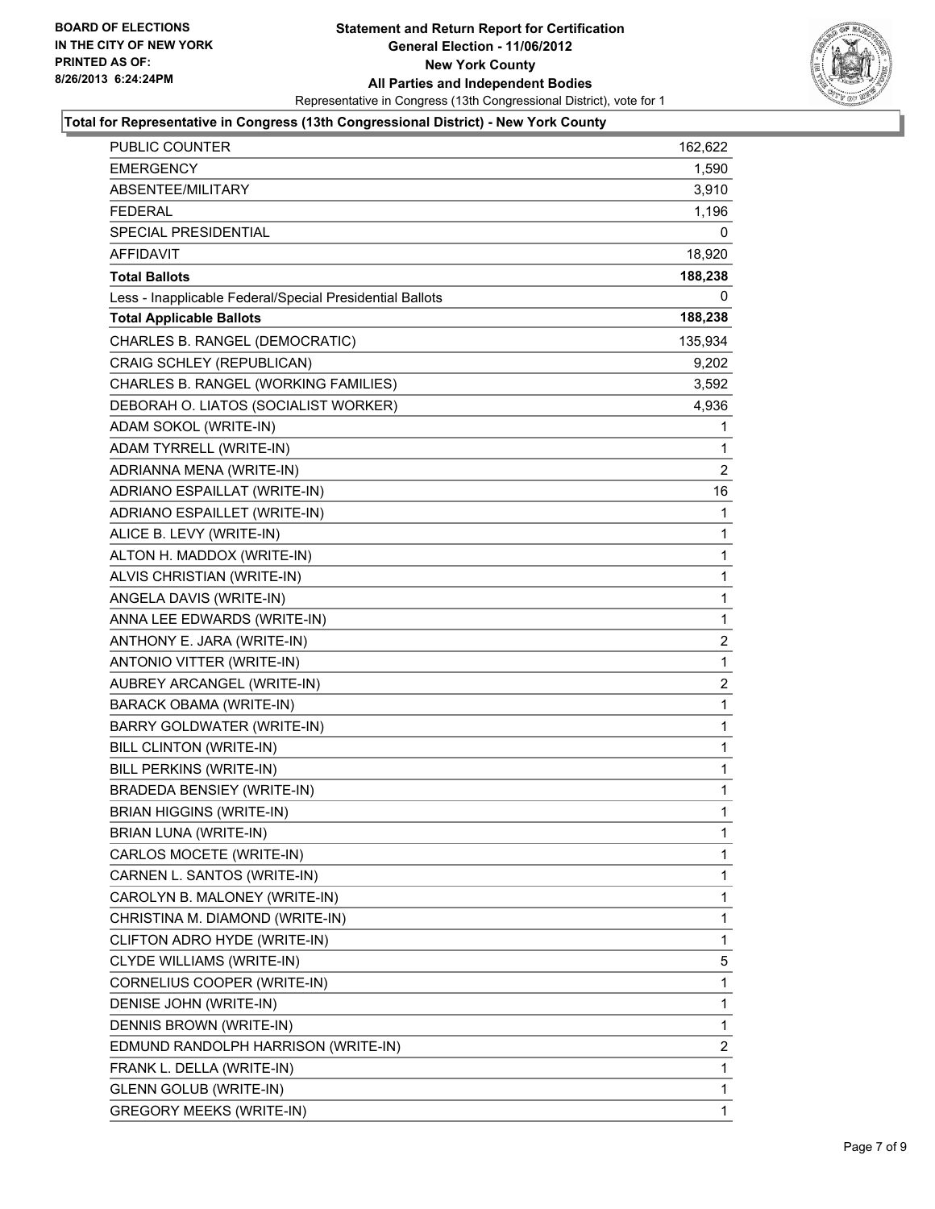**BOARD OF ELECTIONS IN THE CITY OF NEW YORK PRINTED AS OF: 8/26/2013 6:24:24PM**

# Statement and Return Report for Certification
## General Election - 11/06/2012
## New York County
## All Parties and Independent Bodies

Representative in Congress (13th Congressional District), vote for 1

### Total for Representative in Congress (13th Congressional District) - New York County

| | |
|---|---|
| PUBLIC COUNTER | 162,622 |
| EMERGENCY | 1,590 |
| ABSENTEE/MILITARY | 3,910 |
| FEDERAL | 1,196 |
| SPECIAL PRESIDENTIAL | 0 |
| AFFIDAVIT | 18,920 |
| **Total Ballots** | **188,238** |
| Less - Inapplicable Federal/Special Presidential Ballots | 0 |
| **Total Applicable Ballots** | **188,238** |
| CHARLES B. RANGEL (DEMOCRATIC) | 135,934 |
| CRAIG SCHLEY (REPUBLICAN) | 9,202 |
| CHARLES B. RANGEL (WORKING FAMILIES) | 3,592 |
| DEBORAH O. LIATOS (SOCIALIST WORKER) | 4,936 |
| ADAM SOKOL (WRITE-IN) | 1 |
| ADAM TYRRELL (WRITE-IN) | 1 |
| ADRIANNA MENA (WRITE-IN) | 2 |
| ADRIANO ESPAILLAT (WRITE-IN) | 16 |
| ADRIANO ESPAILLET (WRITE-IN) | 1 |
| ALICE B. LEVY (WRITE-IN) | 1 |
| ALTON H. MADDOX (WRITE-IN) | 1 |
| ALVIS CHRISTIAN (WRITE-IN) | 1 |
| ANGELA DAVIS (WRITE-IN) | 1 |
| ANNA LEE EDWARDS (WRITE-IN) | 1 |
| ANTHONY E. JARA (WRITE-IN) | 2 |
| ANTONIO VITTER (WRITE-IN) | 1 |
| AUBREY ARCANGEL (WRITE-IN) | 2 |
| BARACK OBAMA (WRITE-IN) | 1 |
| BARRY GOLDWATER (WRITE-IN) | 1 |
| BILL CLINTON (WRITE-IN) | 1 |
| BILL PERKINS (WRITE-IN) | 1 |
| BRADEDA BENSIEY (WRITE-IN) | 1 |
| BRIAN HIGGINS (WRITE-IN) | 1 |
| BRIAN LUNA (WRITE-IN) | 1 |
| CARLOS MOCETE (WRITE-IN) | 1 |
| CARNEN L. SANTOS (WRITE-IN) | 1 |
| CAROLYN B. MALONEY (WRITE-IN) | 1 |
| CHRISTINA M. DIAMOND (WRITE-IN) | 1 |
| CLIFTON ADRO HYDE (WRITE-IN) | 1 |
| CLYDE WILLIAMS (WRITE-IN) | 5 |
| CORNELIUS COOPER (WRITE-IN) | 1 |
| DENISE JOHN (WRITE-IN) | 1 |
| DENNIS BROWN (WRITE-IN) | 1 |
| EDMUND RANDOLPH HARRISON (WRITE-IN) | 2 |
| FRANK L. DELLA (WRITE-IN) | 1 |
| GLENN GOLUB (WRITE-IN) | 1 |
| GREGORY MEEKS (WRITE-IN) | 1 |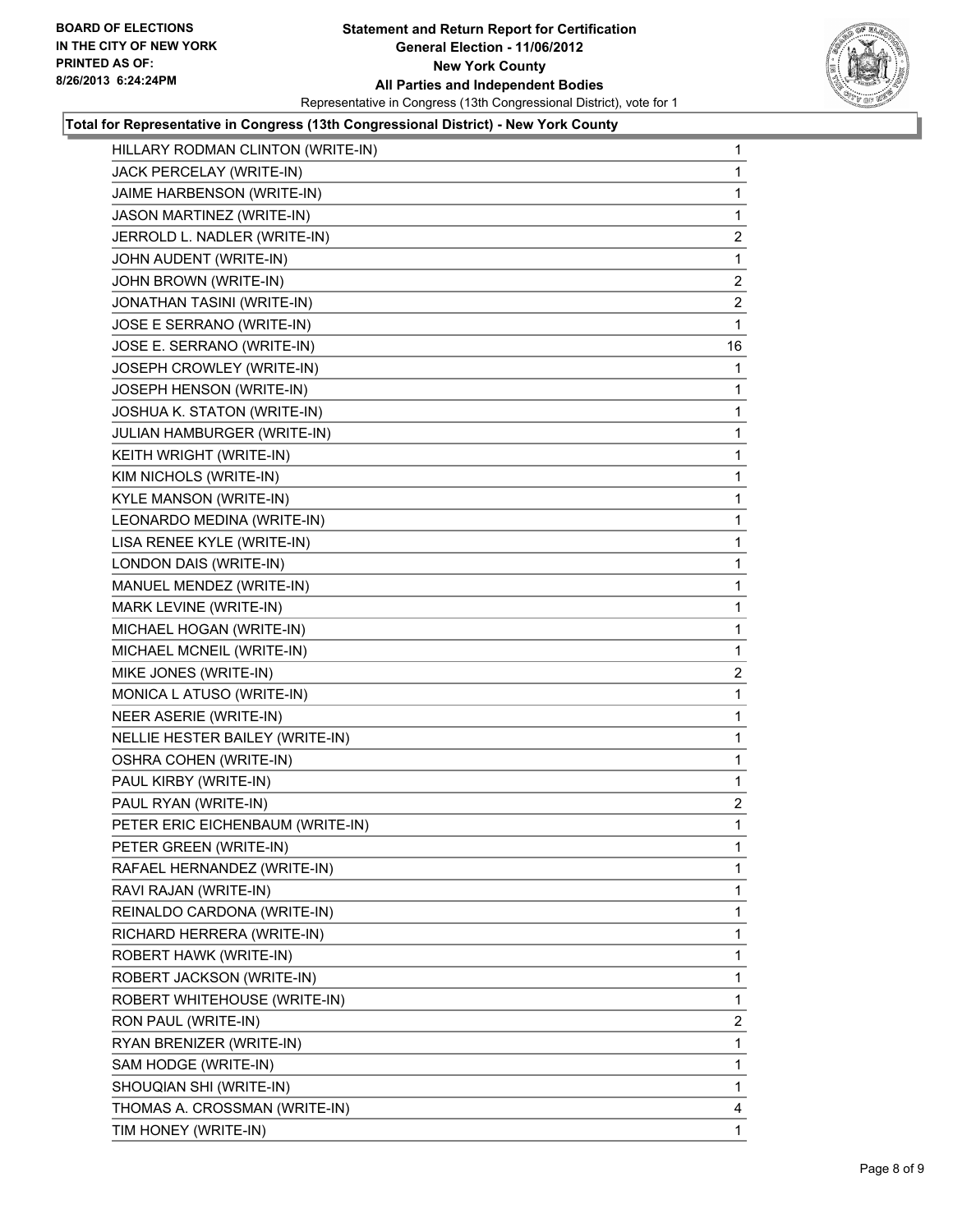**BOARD OF ELECTIONS IN THE CITY OF NEW YORK PRINTED AS OF: 8/26/2013 6:24:24PM**

**Statement and Return Report for Certification**
**General Election - 11/06/2012**
**New York County**
**All Parties and Independent Bodies**
Representative in Congress (13th Congressional District), vote for 1

**Total for Representative in Congress (13th Congressional District) - New York County**

| Candidate | Votes |
|---|---|
| HILLARY RODMAN CLINTON (WRITE-IN) | 1 |
| JACK PERCELAY (WRITE-IN) | 1 |
| JAIME HARBENSON (WRITE-IN) | 1 |
| JASON MARTINEZ (WRITE-IN) | 1 |
| JERROLD L. NADLER (WRITE-IN) | 2 |
| JOHN AUDENT (WRITE-IN) | 1 |
| JOHN BROWN (WRITE-IN) | 2 |
| JONATHAN TASINI (WRITE-IN) | 2 |
| JOSE E SERRANO (WRITE-IN) | 1 |
| JOSE E. SERRANO (WRITE-IN) | 16 |
| JOSEPH CROWLEY (WRITE-IN) | 1 |
| JOSEPH HENSON (WRITE-IN) | 1 |
| JOSHUA K. STATON (WRITE-IN) | 1 |
| JULIAN HAMBURGER (WRITE-IN) | 1 |
| KEITH WRIGHT (WRITE-IN) | 1 |
| KIM NICHOLS (WRITE-IN) | 1 |
| KYLE MANSON (WRITE-IN) | 1 |
| LEONARDO MEDINA (WRITE-IN) | 1 |
| LISA RENEE KYLE (WRITE-IN) | 1 |
| LONDON DAIS (WRITE-IN) | 1 |
| MANUEL MENDEZ (WRITE-IN) | 1 |
| MARK LEVINE (WRITE-IN) | 1 |
| MICHAEL HOGAN (WRITE-IN) | 1 |
| MICHAEL MCNEIL (WRITE-IN) | 1 |
| MIKE JONES (WRITE-IN) | 2 |
| MONICA L ATUSO (WRITE-IN) | 1 |
| NEER ASERIE (WRITE-IN) | 1 |
| NELLIE HESTER BAILEY (WRITE-IN) | 1 |
| OSHRA COHEN (WRITE-IN) | 1 |
| PAUL KIRBY (WRITE-IN) | 1 |
| PAUL RYAN (WRITE-IN) | 2 |
| PETER ERIC EICHENBAUM (WRITE-IN) | 1 |
| PETER GREEN (WRITE-IN) | 1 |
| RAFAEL HERNANDEZ (WRITE-IN) | 1 |
| RAVI RAJAN (WRITE-IN) | 1 |
| REINALDO CARDONA (WRITE-IN) | 1 |
| RICHARD HERRERA (WRITE-IN) | 1 |
| ROBERT HAWK (WRITE-IN) | 1 |
| ROBERT JACKSON (WRITE-IN) | 1 |
| ROBERT WHITEHOUSE (WRITE-IN) | 1 |
| RON PAUL (WRITE-IN) | 2 |
| RYAN BRENIZER (WRITE-IN) | 1 |
| SAM HODGE (WRITE-IN) | 1 |
| SHOUQIAN SHI (WRITE-IN) | 1 |
| THOMAS A. CROSSMAN (WRITE-IN) | 4 |
| TIM HONEY (WRITE-IN) | 1 |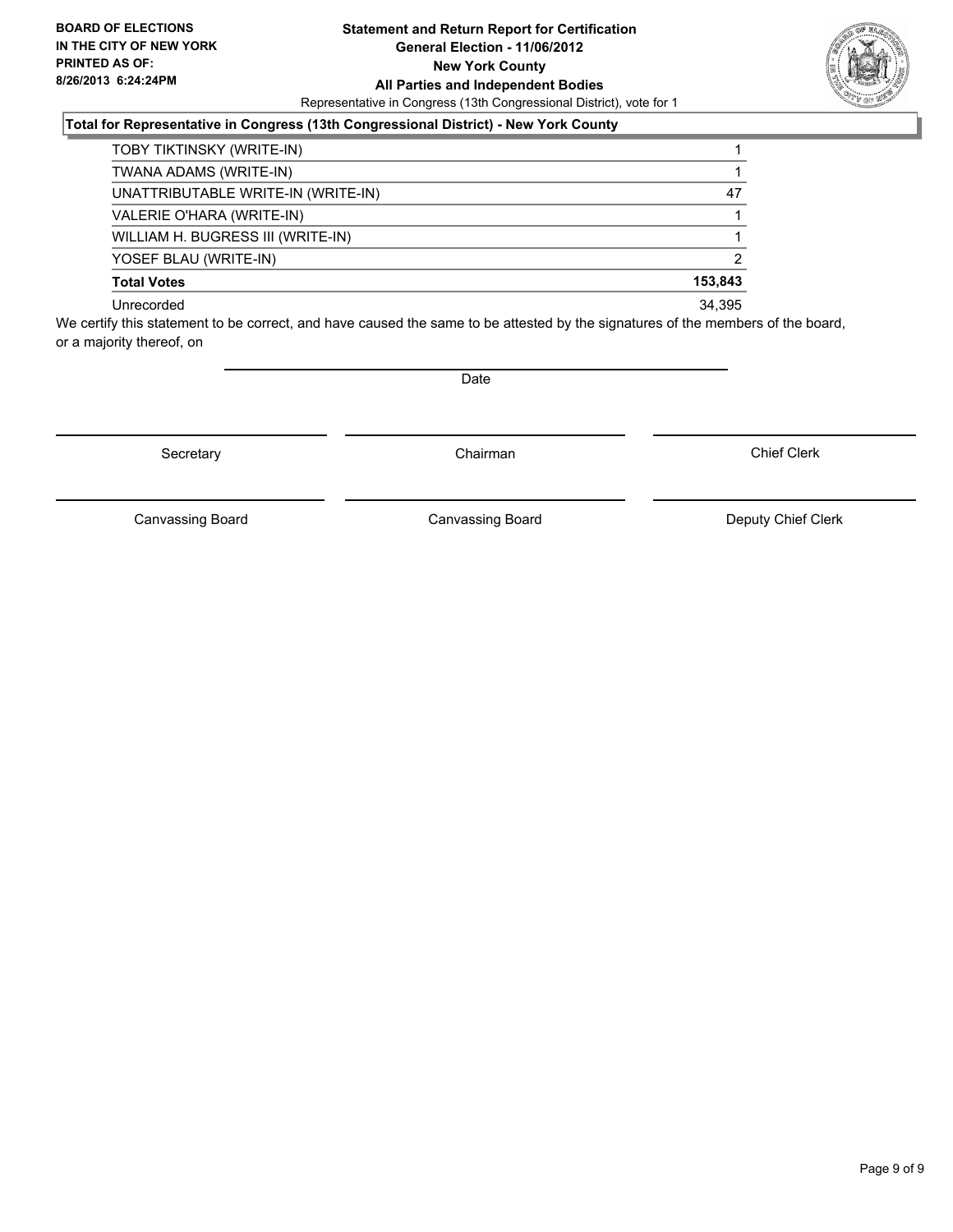**BOARD OF ELECTIONS IN THE CITY OF NEW YORK PRINTED AS OF: 8/26/2013 6:24:24PM**

**Statement and Return Report for Certification**
**General Election - 11/06/2012**
**New York County**
**All Parties and Independent Bodies**
Representative in Congress (13th Congressional District), vote for 1

**Total for Representative in Congress (13th Congressional District) - New York County**

| | |
|---|---|
| TOBY TIKTINSKY (WRITE-IN) | 1 |
| TWANA ADAMS (WRITE-IN) | 1 |
| UNATTRIBUTABLE WRITE-IN (WRITE-IN) | 47 |
| VALERIE O'HARA (WRITE-IN) | 1 |
| WILLIAM H. BUGRESS III (WRITE-IN) | 1 |
| YOSEF BLAU (WRITE-IN) | 2 |
| **Total Votes** | **153,843** |
| Unrecorded | 34,395 |

We certify this statement to be correct, and have caused the same to be attested by the signatures of the members of the board, or a majority thereof, on

Date

Secretary

Chairman

Chief Clerk

Canvassing Board

Canvassing Board

Deputy Chief Clerk